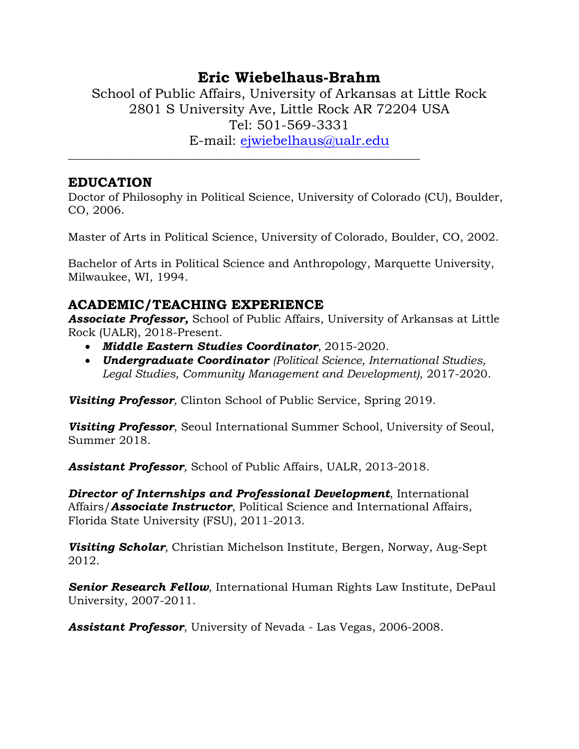# Eric Wiebelhaus-Brahm

School of Public Affairs, University of Arkansas at Little Rock
2801 S University Ave, Little Rock AR 72204 USA
Tel: 501-569-3331
E-mail: [ejwiebelhaus@ualr.edu](mailto:ejwiebelhaus@ualr.edu)

---

## EDUCATION

Doctor of Philosophy in Political Science, University of Colorado (CU), Boulder, CO, 2006.

Master of Arts in Political Science, University of Colorado, Boulder, CO, 2002.

Bachelor of Arts in Political Science and Anthropology, Marquette University, Milwaukee, WI, 1994.

## ACADEMIC/TEACHING EXPERIENCE

***Associate Professor,*** School of Public Affairs, University of Arkansas at Little Rock (UALR), 2018-Present.

- ***Middle Eastern Studies Coordinator***, 2015-2020.
- ***Undergraduate Coordinator*** *(Political Science, International Studies, Legal Studies, Community Management and Development)*, 2017-2020.

***Visiting Professor***, Clinton School of Public Service, Spring 2019.

***Visiting Professor***, Seoul International Summer School, University of Seoul, Summer 2018.

***Assistant Professor***, School of Public Affairs, UALR, 2013-2018.

***Director of Internships and Professional Development***, International Affairs/***Associate Instructor***, Political Science and International Affairs, Florida State University (FSU), 2011-2013.

***Visiting Scholar***, Christian Michelson Institute, Bergen, Norway, Aug-Sept 2012.

***Senior Research Fellow***, International Human Rights Law Institute, DePaul University, 2007-2011.

***Assistant Professor***, University of Nevada - Las Vegas, 2006-2008.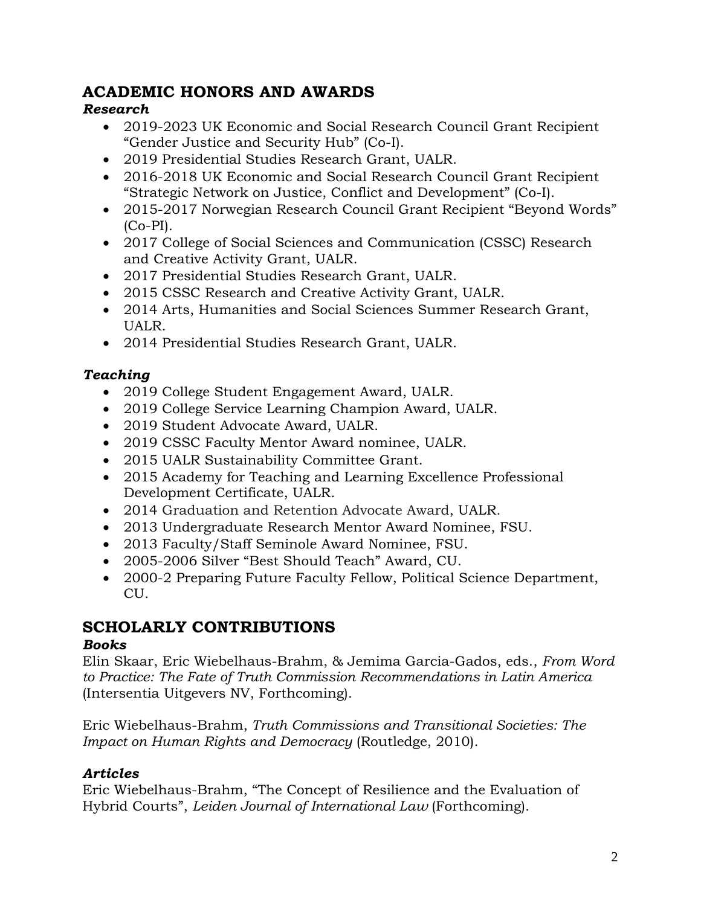## ACADEMIC HONORS AND AWARDS

### *Research*

- 2019-2023 UK Economic and Social Research Council Grant Recipient "Gender Justice and Security Hub" (Co-I).
- 2019 Presidential Studies Research Grant, UALR.
- 2016-2018 UK Economic and Social Research Council Grant Recipient "Strategic Network on Justice, Conflict and Development" (Co-I).
- 2015-2017 Norwegian Research Council Grant Recipient "Beyond Words" (Co-PI).
- 2017 College of Social Sciences and Communication (CSSC) Research and Creative Activity Grant, UALR.
- 2017 Presidential Studies Research Grant, UALR.
- 2015 CSSC Research and Creative Activity Grant, UALR.
- 2014 Arts, Humanities and Social Sciences Summer Research Grant, UALR.
- 2014 Presidential Studies Research Grant, UALR.

### *Teaching*

- 2019 College Student Engagement Award, UALR.
- 2019 College Service Learning Champion Award, UALR.
- 2019 Student Advocate Award, UALR.
- 2019 CSSC Faculty Mentor Award nominee, UALR.
- 2015 UALR Sustainability Committee Grant.
- 2015 Academy for Teaching and Learning Excellence Professional Development Certificate, UALR.
- 2014 Graduation and Retention Advocate Award, UALR.
- 2013 Undergraduate Research Mentor Award Nominee, FSU.
- 2013 Faculty/Staff Seminole Award Nominee, FSU.
- 2005-2006 Silver "Best Should Teach" Award, CU.
- 2000-2 Preparing Future Faculty Fellow, Political Science Department, CU.

## SCHOLARLY CONTRIBUTIONS

### *Books*

Elin Skaar, Eric Wiebelhaus-Brahm, & Jemima Garcia-Gados, eds., *From Word to Practice: The Fate of Truth Commission Recommendations in Latin America* (Intersentia Uitgevers NV, Forthcoming).

Eric Wiebelhaus-Brahm, *Truth Commissions and Transitional Societies: The Impact on Human Rights and Democracy* (Routledge, 2010).

### *Articles*

Eric Wiebelhaus-Brahm, "The Concept of Resilience and the Evaluation of Hybrid Courts", *Leiden Journal of International Law* (Forthcoming).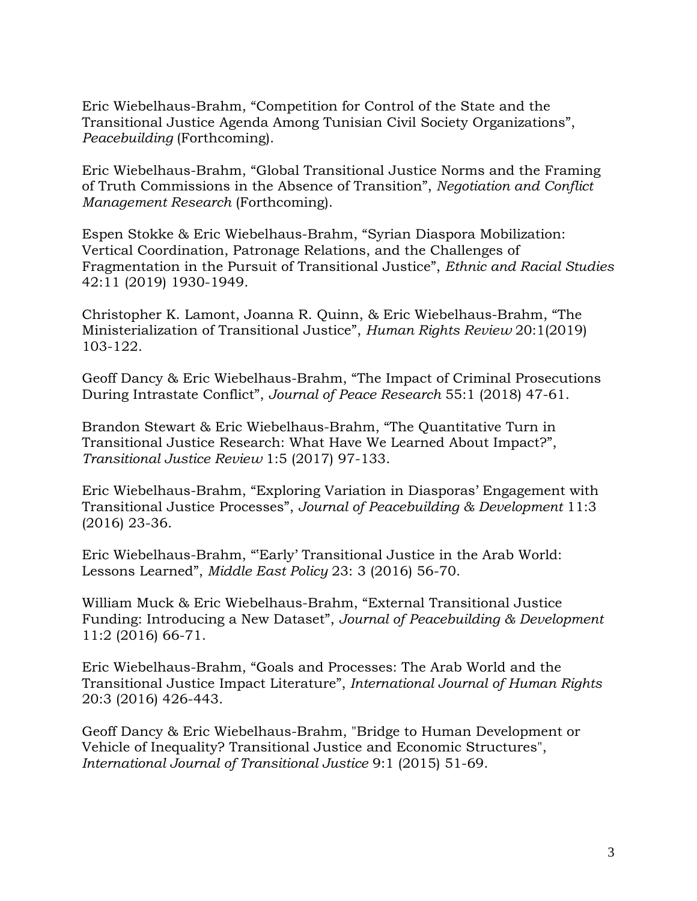Eric Wiebelhaus-Brahm, “Competition for Control of the State and the Transitional Justice Agenda Among Tunisian Civil Society Organizations”, *Peacebuilding* (Forthcoming).

Eric Wiebelhaus-Brahm, “Global Transitional Justice Norms and the Framing of Truth Commissions in the Absence of Transition”, *Negotiation and Conflict Management Research* (Forthcoming).

Espen Stokke & Eric Wiebelhaus-Brahm, “Syrian Diaspora Mobilization: Vertical Coordination, Patronage Relations, and the Challenges of Fragmentation in the Pursuit of Transitional Justice”, *Ethnic and Racial Studies* 42:11 (2019) 1930-1949.

Christopher K. Lamont, Joanna R. Quinn, & Eric Wiebelhaus-Brahm, “The Ministerialization of Transitional Justice”, *Human Rights Review* 20:1(2019) 103-122.

Geoff Dancy & Eric Wiebelhaus-Brahm, “The Impact of Criminal Prosecutions During Intrastate Conflict”, *Journal of Peace Research* 55:1 (2018) 47-61.

Brandon Stewart & Eric Wiebelhaus-Brahm, “The Quantitative Turn in Transitional Justice Research: What Have We Learned About Impact?”, *Transitional Justice Review* 1:5 (2017) 97-133.

Eric Wiebelhaus-Brahm, “Exploring Variation in Diasporas’ Engagement with Transitional Justice Processes”, *Journal of Peacebuilding & Development* 11:3 (2016) 23-36.

Eric Wiebelhaus-Brahm, “‘Early’ Transitional Justice in the Arab World: Lessons Learned”, *Middle East Policy* 23: 3 (2016) 56-70.

William Muck & Eric Wiebelhaus-Brahm, “External Transitional Justice Funding: Introducing a New Dataset”, *Journal of Peacebuilding & Development* 11:2 (2016) 66-71.

Eric Wiebelhaus-Brahm, “Goals and Processes: The Arab World and the Transitional Justice Impact Literature”, *International Journal of Human Rights* 20:3 (2016) 426-443.

Geoff Dancy & Eric Wiebelhaus-Brahm, "Bridge to Human Development or Vehicle of Inequality? Transitional Justice and Economic Structures", *International Journal of Transitional Justice* 9:1 (2015) 51-69.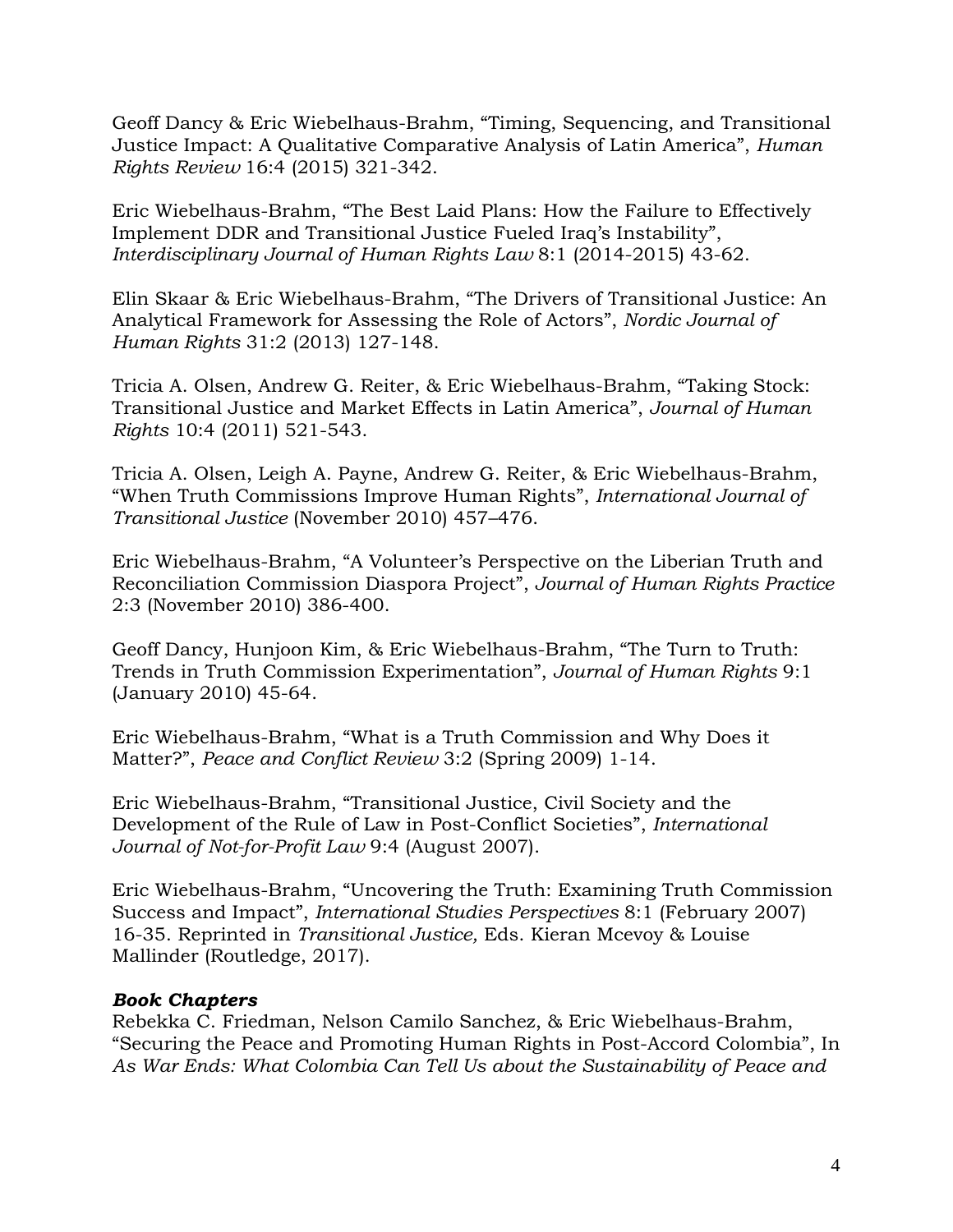Geoff Dancy & Eric Wiebelhaus-Brahm, “Timing, Sequencing, and Transitional Justice Impact: A Qualitative Comparative Analysis of Latin America”, *Human Rights Review* 16:4 (2015) 321-342.

Eric Wiebelhaus-Brahm, “The Best Laid Plans: How the Failure to Effectively Implement DDR and Transitional Justice Fueled Iraq’s Instability”, *Interdisciplinary Journal of Human Rights Law* 8:1 (2014-2015) 43-62.

Elin Skaar & Eric Wiebelhaus-Brahm, “The Drivers of Transitional Justice: An Analytical Framework for Assessing the Role of Actors”, *Nordic Journal of Human Rights* 31:2 (2013) 127-148.

Tricia A. Olsen, Andrew G. Reiter, & Eric Wiebelhaus-Brahm, “Taking Stock: Transitional Justice and Market Effects in Latin America”, *Journal of Human Rights* 10:4 (2011) 521-543.

Tricia A. Olsen, Leigh A. Payne, Andrew G. Reiter, & Eric Wiebelhaus-Brahm, “When Truth Commissions Improve Human Rights”, *International Journal of Transitional Justice* (November 2010) 457–476.

Eric Wiebelhaus-Brahm, “A Volunteer’s Perspective on the Liberian Truth and Reconciliation Commission Diaspora Project”, *Journal of Human Rights Practice* 2:3 (November 2010) 386-400.

Geoff Dancy, Hunjoon Kim, & Eric Wiebelhaus-Brahm, “The Turn to Truth: Trends in Truth Commission Experimentation”, *Journal of Human Rights* 9:1 (January 2010) 45-64.

Eric Wiebelhaus-Brahm, “What is a Truth Commission and Why Does it Matter?”, *Peace and Conflict Review* 3:2 (Spring 2009) 1-14.

Eric Wiebelhaus-Brahm, “Transitional Justice, Civil Society and the Development of the Rule of Law in Post-Conflict Societies”, *International Journal of Not-for-Profit Law* 9:4 (August 2007).

Eric Wiebelhaus-Brahm, “Uncovering the Truth: Examining Truth Commission Success and Impact”, *International Studies Perspectives* 8:1 (February 2007) 16-35. Reprinted in *Transitional Justice,* Eds. Kieran Mcevoy & Louise Mallinder (Routledge, 2017).

### *Book Chapters*

Rebekka C. Friedman, Nelson Camilo Sanchez, & Eric Wiebelhaus-Brahm, “Securing the Peace and Promoting Human Rights in Post-Accord Colombia”, In *As War Ends: What Colombia Can Tell Us about the Sustainability of Peace and*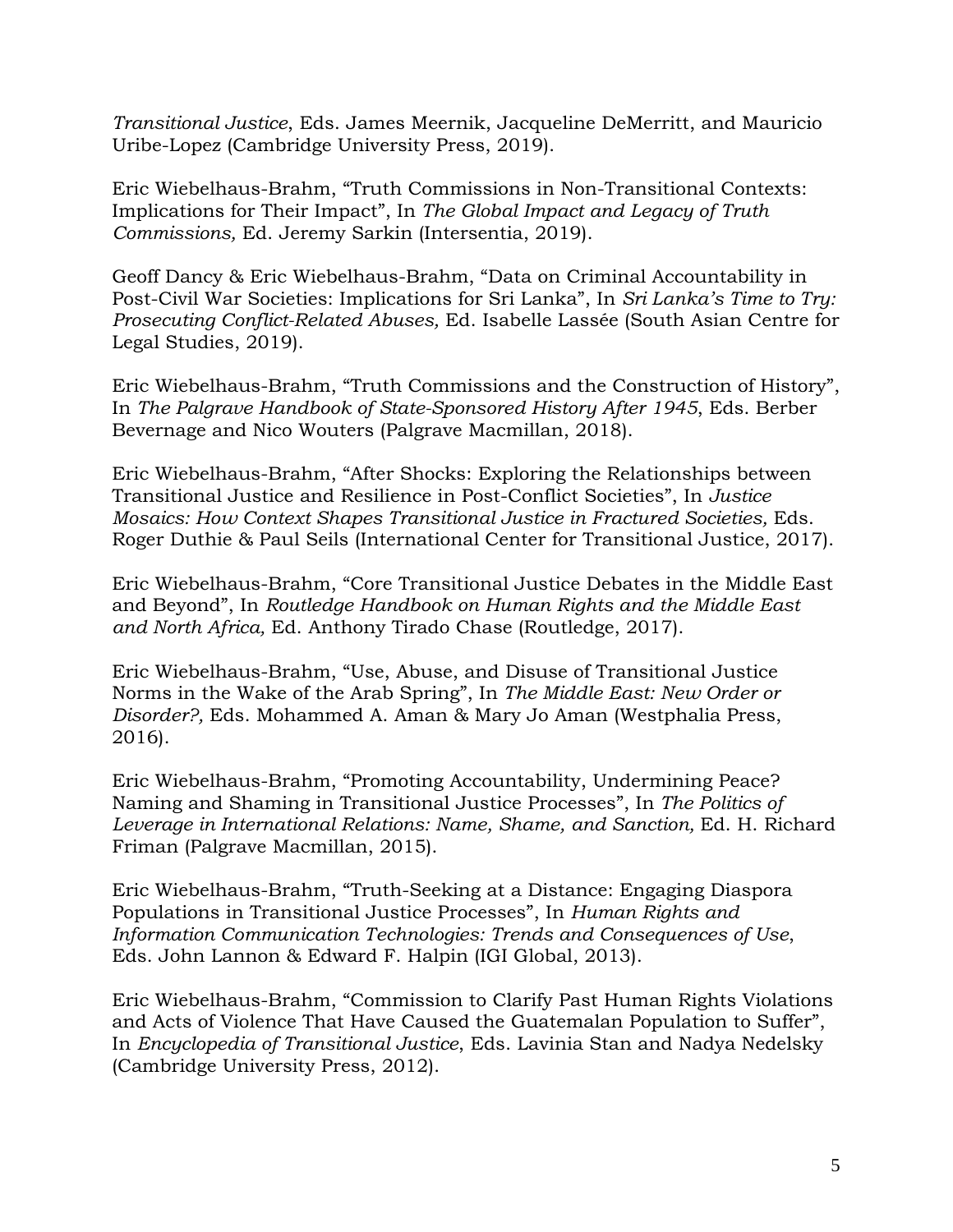*Transitional Justice*, Eds. James Meernik, Jacqueline DeMerritt, and Mauricio Uribe-Lopez (Cambridge University Press, 2019).

Eric Wiebelhaus-Brahm, "Truth Commissions in Non-Transitional Contexts: Implications for Their Impact", In *The Global Impact and Legacy of Truth Commissions,* Ed. Jeremy Sarkin (Intersentia, 2019).

Geoff Dancy & Eric Wiebelhaus-Brahm, "Data on Criminal Accountability in Post-Civil War Societies: Implications for Sri Lanka", In *Sri Lanka's Time to Try: Prosecuting Conflict-Related Abuses,* Ed. Isabelle Lassée (South Asian Centre for Legal Studies, 2019).

Eric Wiebelhaus-Brahm, "Truth Commissions and the Construction of History", In *The Palgrave Handbook of State-Sponsored History After 1945*, Eds. Berber Bevernage and Nico Wouters (Palgrave Macmillan, 2018).

Eric Wiebelhaus-Brahm, "After Shocks: Exploring the Relationships between Transitional Justice and Resilience in Post-Conflict Societies", In *Justice Mosaics: How Context Shapes Transitional Justice in Fractured Societies,* Eds. Roger Duthie & Paul Seils (International Center for Transitional Justice, 2017).

Eric Wiebelhaus-Brahm, "Core Transitional Justice Debates in the Middle East and Beyond", In *Routledge Handbook on Human Rights and the Middle East and North Africa,* Ed. Anthony Tirado Chase (Routledge, 2017).

Eric Wiebelhaus-Brahm, "Use, Abuse, and Disuse of Transitional Justice Norms in the Wake of the Arab Spring", In *The Middle East: New Order or Disorder?,* Eds. Mohammed A. Aman & Mary Jo Aman (Westphalia Press, 2016).

Eric Wiebelhaus-Brahm, "Promoting Accountability, Undermining Peace? Naming and Shaming in Transitional Justice Processes", In *The Politics of Leverage in International Relations: Name, Shame, and Sanction,* Ed. H. Richard Friman (Palgrave Macmillan, 2015).

Eric Wiebelhaus-Brahm, "Truth-Seeking at a Distance: Engaging Diaspora Populations in Transitional Justice Processes", In *Human Rights and Information Communication Technologies: Trends and Consequences of Use*, Eds. John Lannon & Edward F. Halpin (IGI Global, 2013).

Eric Wiebelhaus-Brahm, "Commission to Clarify Past Human Rights Violations and Acts of Violence That Have Caused the Guatemalan Population to Suffer", In *Encyclopedia of Transitional Justice*, Eds. Lavinia Stan and Nadya Nedelsky (Cambridge University Press, 2012).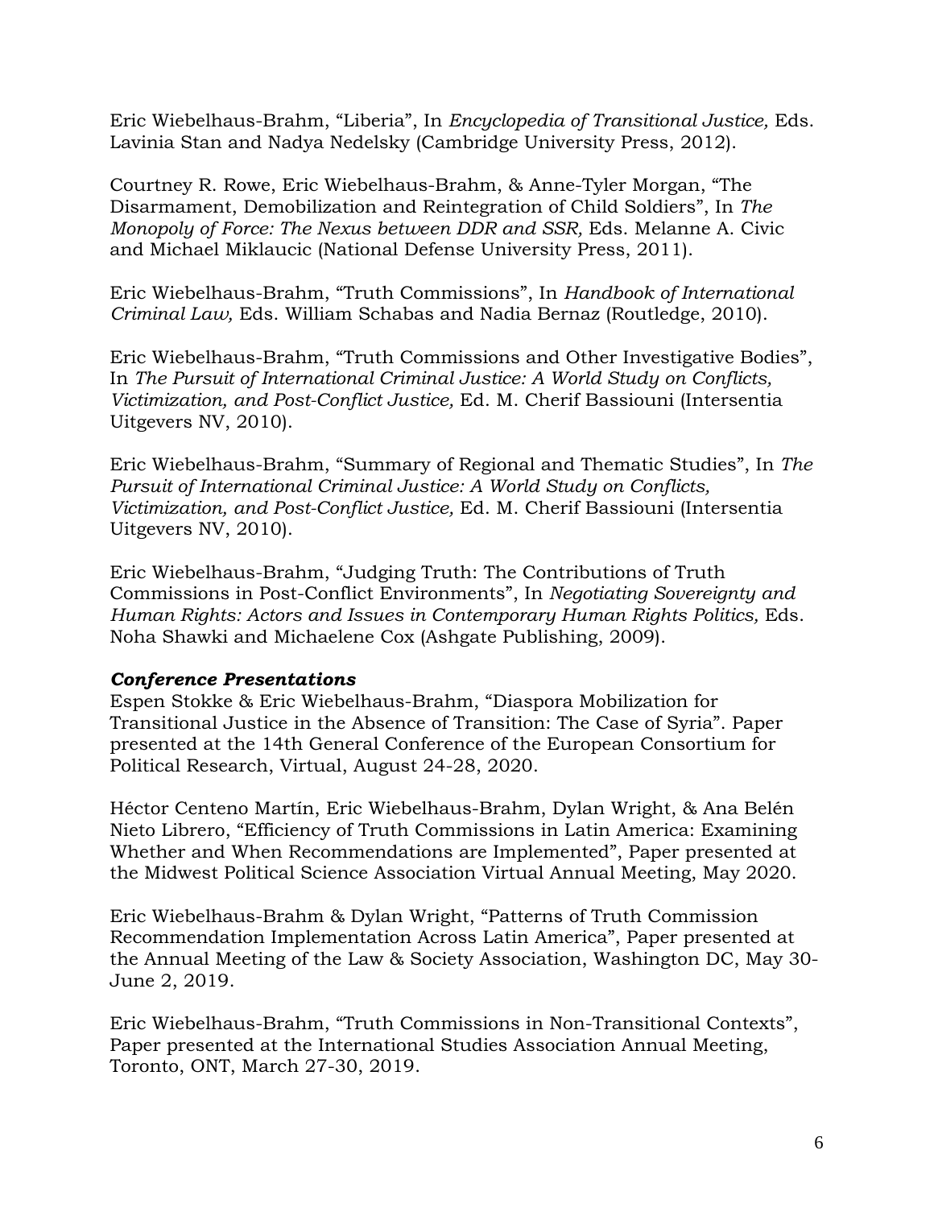Eric Wiebelhaus-Brahm, "Liberia", In *Encyclopedia of Transitional Justice,* Eds. Lavinia Stan and Nadya Nedelsky (Cambridge University Press, 2012).

Courtney R. Rowe, Eric Wiebelhaus-Brahm, & Anne-Tyler Morgan, "The Disarmament, Demobilization and Reintegration of Child Soldiers", In *The Monopoly of Force: The Nexus between DDR and SSR,* Eds. Melanne A. Civic and Michael Miklaucic (National Defense University Press, 2011).

Eric Wiebelhaus-Brahm, "Truth Commissions", In *Handbook of International Criminal Law,* Eds. William Schabas and Nadia Bernaz (Routledge, 2010).

Eric Wiebelhaus-Brahm, "Truth Commissions and Other Investigative Bodies", In *The Pursuit of International Criminal Justice: A World Study on Conflicts, Victimization, and Post-Conflict Justice,* Ed. M. Cherif Bassiouni (Intersentia Uitgevers NV, 2010).

Eric Wiebelhaus-Brahm, "Summary of Regional and Thematic Studies", In *The Pursuit of International Criminal Justice: A World Study on Conflicts, Victimization, and Post-Conflict Justice,* Ed. M. Cherif Bassiouni (Intersentia Uitgevers NV, 2010).

Eric Wiebelhaus-Brahm, "Judging Truth: The Contributions of Truth Commissions in Post-Conflict Environments", In *Negotiating Sovereignty and Human Rights: Actors and Issues in Contemporary Human Rights Politics,* Eds. Noha Shawki and Michaelene Cox (Ashgate Publishing, 2009).

***Conference Presentations***

Espen Stokke & Eric Wiebelhaus-Brahm, "Diaspora Mobilization for Transitional Justice in the Absence of Transition: The Case of Syria". Paper presented at the 14th General Conference of the European Consortium for Political Research, Virtual, August 24-28, 2020.

Héctor Centeno Martín, Eric Wiebelhaus-Brahm, Dylan Wright, & Ana Belén Nieto Librero, "Efficiency of Truth Commissions in Latin America: Examining Whether and When Recommendations are Implemented", Paper presented at the Midwest Political Science Association Virtual Annual Meeting, May 2020.

Eric Wiebelhaus-Brahm & Dylan Wright, "Patterns of Truth Commission Recommendation Implementation Across Latin America", Paper presented at the Annual Meeting of the Law & Society Association, Washington DC, May 30-June 2, 2019.

Eric Wiebelhaus-Brahm, "Truth Commissions in Non-Transitional Contexts", Paper presented at the International Studies Association Annual Meeting, Toronto, ONT, March 27-30, 2019.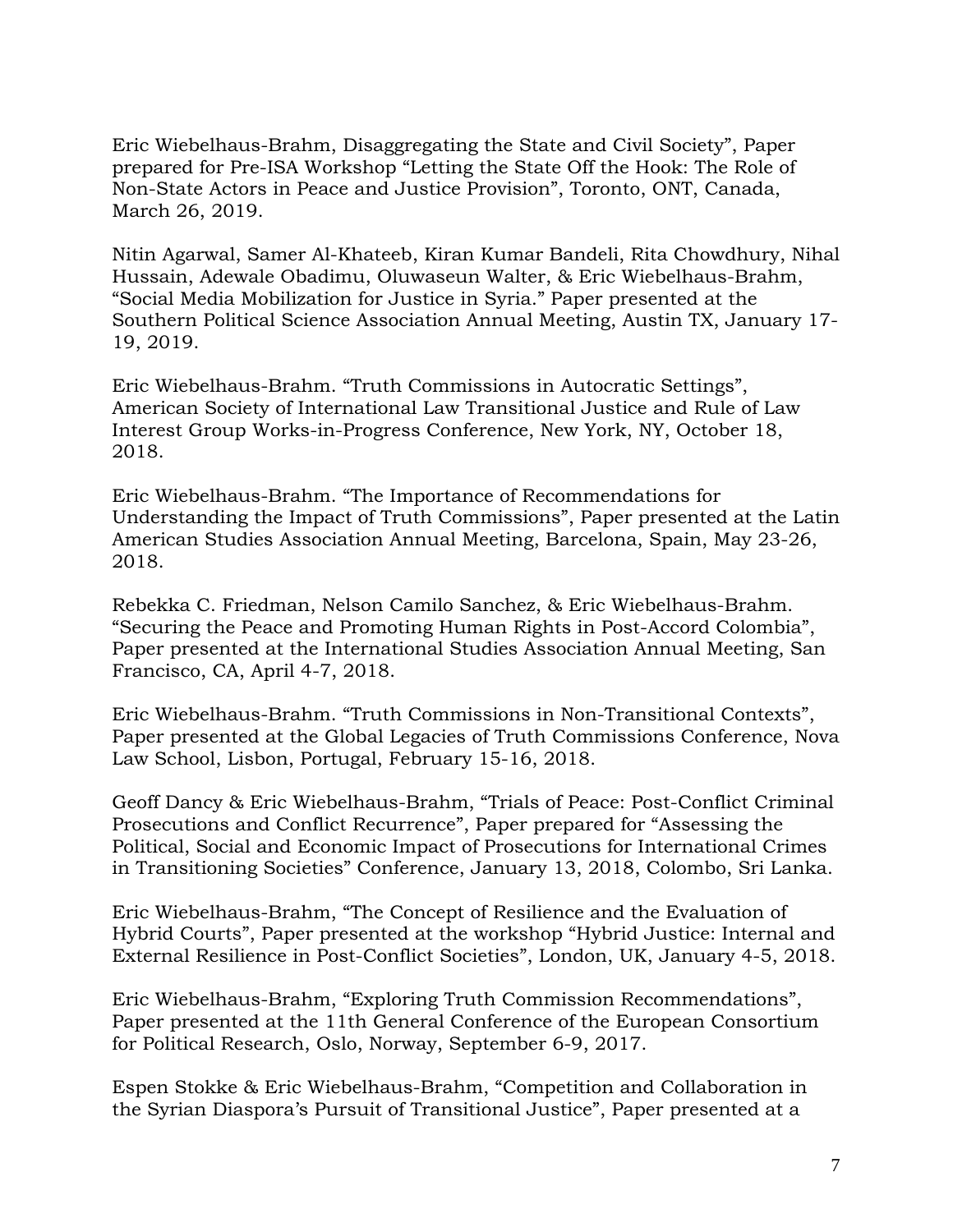Eric Wiebelhaus-Brahm, Disaggregating the State and Civil Society", Paper prepared for Pre-ISA Workshop "Letting the State Off the Hook: The Role of Non-State Actors in Peace and Justice Provision", Toronto, ONT, Canada, March 26, 2019.

Nitin Agarwal, Samer Al-Khateeb, Kiran Kumar Bandeli, Rita Chowdhury, Nihal Hussain, Adewale Obadimu, Oluwaseun Walter, & Eric Wiebelhaus-Brahm, "Social Media Mobilization for Justice in Syria." Paper presented at the Southern Political Science Association Annual Meeting, Austin TX, January 17-19, 2019.

Eric Wiebelhaus-Brahm. "Truth Commissions in Autocratic Settings", American Society of International Law Transitional Justice and Rule of Law Interest Group Works-in-Progress Conference, New York, NY, October 18, 2018.

Eric Wiebelhaus-Brahm. "The Importance of Recommendations for Understanding the Impact of Truth Commissions", Paper presented at the Latin American Studies Association Annual Meeting, Barcelona, Spain, May 23-26, 2018.

Rebekka C. Friedman, Nelson Camilo Sanchez, & Eric Wiebelhaus-Brahm. "Securing the Peace and Promoting Human Rights in Post-Accord Colombia", Paper presented at the International Studies Association Annual Meeting, San Francisco, CA, April 4-7, 2018.

Eric Wiebelhaus-Brahm. "Truth Commissions in Non-Transitional Contexts", Paper presented at the Global Legacies of Truth Commissions Conference, Nova Law School, Lisbon, Portugal, February 15-16, 2018.

Geoff Dancy & Eric Wiebelhaus-Brahm, "Trials of Peace: Post-Conflict Criminal Prosecutions and Conflict Recurrence", Paper prepared for "Assessing the Political, Social and Economic Impact of Prosecutions for International Crimes in Transitioning Societies" Conference, January 13, 2018, Colombo, Sri Lanka.

Eric Wiebelhaus-Brahm, "The Concept of Resilience and the Evaluation of Hybrid Courts", Paper presented at the workshop "Hybrid Justice: Internal and External Resilience in Post-Conflict Societies", London, UK, January 4-5, 2018.

Eric Wiebelhaus-Brahm, "Exploring Truth Commission Recommendations", Paper presented at the 11th General Conference of the European Consortium for Political Research, Oslo, Norway, September 6-9, 2017.

Espen Stokke & Eric Wiebelhaus-Brahm, "Competition and Collaboration in the Syrian Diaspora's Pursuit of Transitional Justice", Paper presented at a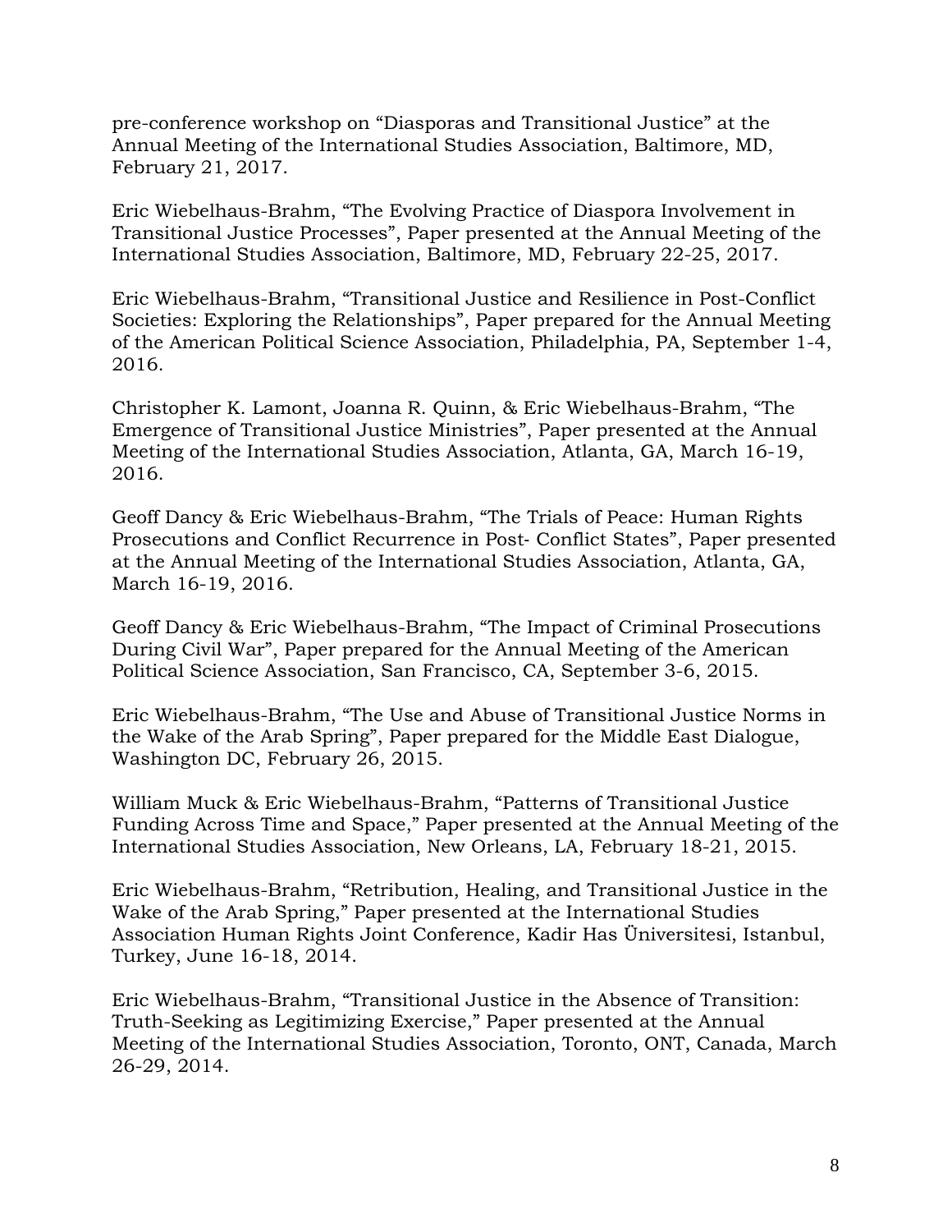pre-conference workshop on “Diasporas and Transitional Justice” at the Annual Meeting of the International Studies Association, Baltimore, MD, February 21, 2017.

Eric Wiebelhaus-Brahm, “The Evolving Practice of Diaspora Involvement in Transitional Justice Processes”, Paper presented at the Annual Meeting of the International Studies Association, Baltimore, MD, February 22-25, 2017.

Eric Wiebelhaus-Brahm, “Transitional Justice and Resilience in Post-Conflict Societies: Exploring the Relationships”, Paper prepared for the Annual Meeting of the American Political Science Association, Philadelphia, PA, September 1-4, 2016.

Christopher K. Lamont, Joanna R. Quinn, & Eric Wiebelhaus-Brahm, “The Emergence of Transitional Justice Ministries”, Paper presented at the Annual Meeting of the International Studies Association, Atlanta, GA, March 16-19, 2016.

Geoff Dancy & Eric Wiebelhaus-Brahm, “The Trials of Peace: Human Rights Prosecutions and Conflict Recurrence in Post- Conflict States”, Paper presented at the Annual Meeting of the International Studies Association, Atlanta, GA, March 16-19, 2016.

Geoff Dancy & Eric Wiebelhaus-Brahm, “The Impact of Criminal Prosecutions During Civil War”, Paper prepared for the Annual Meeting of the American Political Science Association, San Francisco, CA, September 3-6, 2015.

Eric Wiebelhaus-Brahm, “The Use and Abuse of Transitional Justice Norms in the Wake of the Arab Spring”, Paper prepared for the Middle East Dialogue, Washington DC, February 26, 2015.

William Muck & Eric Wiebelhaus-Brahm, “Patterns of Transitional Justice Funding Across Time and Space,” Paper presented at the Annual Meeting of the International Studies Association, New Orleans, LA, February 18-21, 2015.

Eric Wiebelhaus-Brahm, “Retribution, Healing, and Transitional Justice in the Wake of the Arab Spring,” Paper presented at the International Studies Association Human Rights Joint Conference, Kadir Has Üniversitesi, Istanbul, Turkey, June 16-18, 2014.

Eric Wiebelhaus-Brahm, “Transitional Justice in the Absence of Transition: Truth-Seeking as Legitimizing Exercise,” Paper presented at the Annual Meeting of the International Studies Association, Toronto, ONT, Canada, March 26-29, 2014.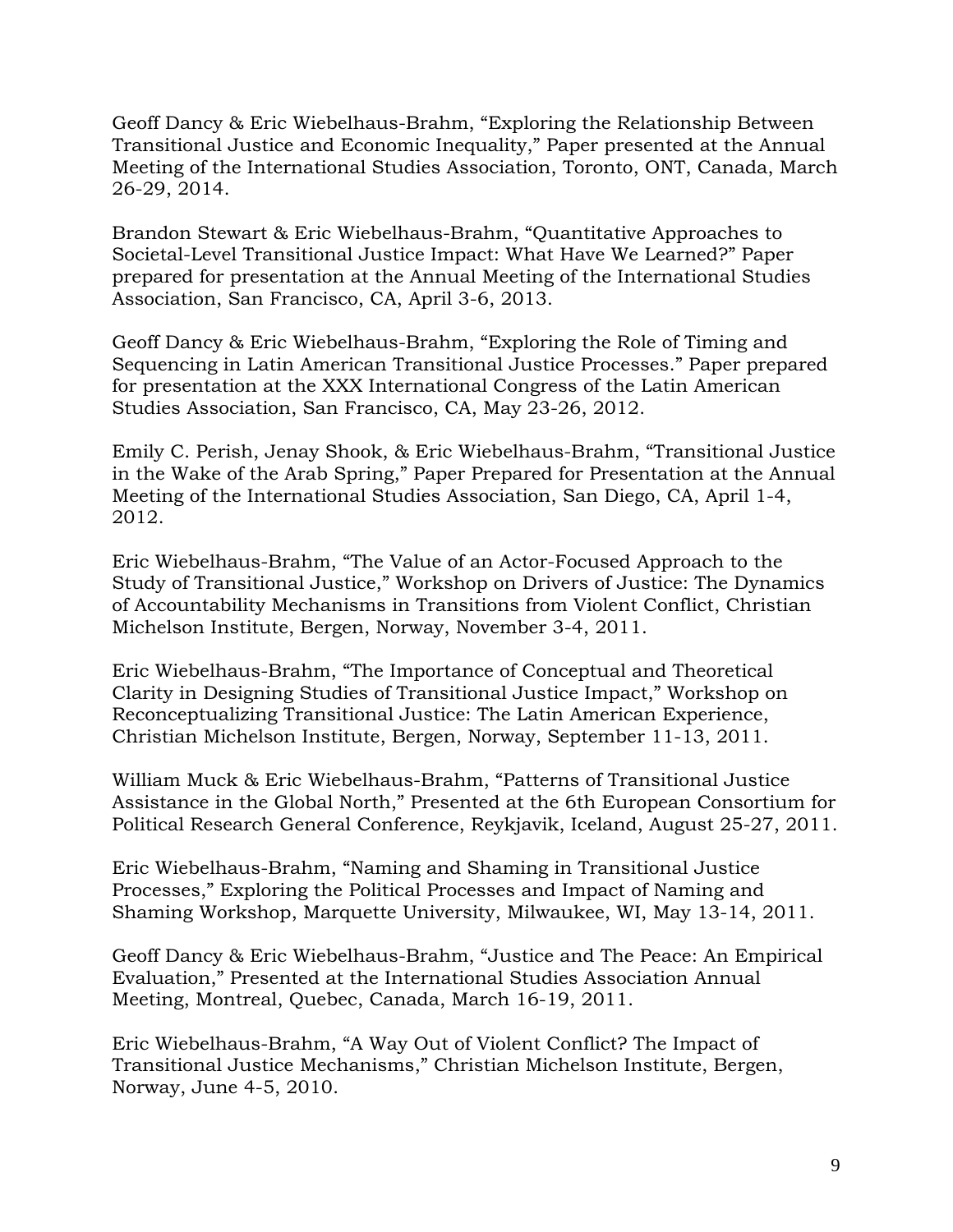Geoff Dancy & Eric Wiebelhaus-Brahm, "Exploring the Relationship Between Transitional Justice and Economic Inequality," Paper presented at the Annual Meeting of the International Studies Association, Toronto, ONT, Canada, March 26-29, 2014.

Brandon Stewart & Eric Wiebelhaus-Brahm, "Quantitative Approaches to Societal-Level Transitional Justice Impact: What Have We Learned?" Paper prepared for presentation at the Annual Meeting of the International Studies Association, San Francisco, CA, April 3-6, 2013.

Geoff Dancy & Eric Wiebelhaus-Brahm, "Exploring the Role of Timing and Sequencing in Latin American Transitional Justice Processes." Paper prepared for presentation at the XXX International Congress of the Latin American Studies Association, San Francisco, CA, May 23-26, 2012.

Emily C. Perish, Jenay Shook, & Eric Wiebelhaus-Brahm, "Transitional Justice in the Wake of the Arab Spring," Paper Prepared for Presentation at the Annual Meeting of the International Studies Association, San Diego, CA, April 1-4, 2012.

Eric Wiebelhaus-Brahm, "The Value of an Actor-Focused Approach to the Study of Transitional Justice," Workshop on Drivers of Justice: The Dynamics of Accountability Mechanisms in Transitions from Violent Conflict, Christian Michelson Institute, Bergen, Norway, November 3-4, 2011.

Eric Wiebelhaus-Brahm, "The Importance of Conceptual and Theoretical Clarity in Designing Studies of Transitional Justice Impact," Workshop on Reconceptualizing Transitional Justice: The Latin American Experience, Christian Michelson Institute, Bergen, Norway, September 11-13, 2011.

William Muck & Eric Wiebelhaus-Brahm, "Patterns of Transitional Justice Assistance in the Global North," Presented at the 6th European Consortium for Political Research General Conference, Reykjavik, Iceland, August 25-27, 2011.

Eric Wiebelhaus-Brahm, "Naming and Shaming in Transitional Justice Processes," Exploring the Political Processes and Impact of Naming and Shaming Workshop, Marquette University, Milwaukee, WI, May 13-14, 2011.

Geoff Dancy & Eric Wiebelhaus-Brahm, "Justice and The Peace: An Empirical Evaluation," Presented at the International Studies Association Annual Meeting, Montreal, Quebec, Canada, March 16-19, 2011.

Eric Wiebelhaus-Brahm, "A Way Out of Violent Conflict? The Impact of Transitional Justice Mechanisms," Christian Michelson Institute, Bergen, Norway, June 4-5, 2010.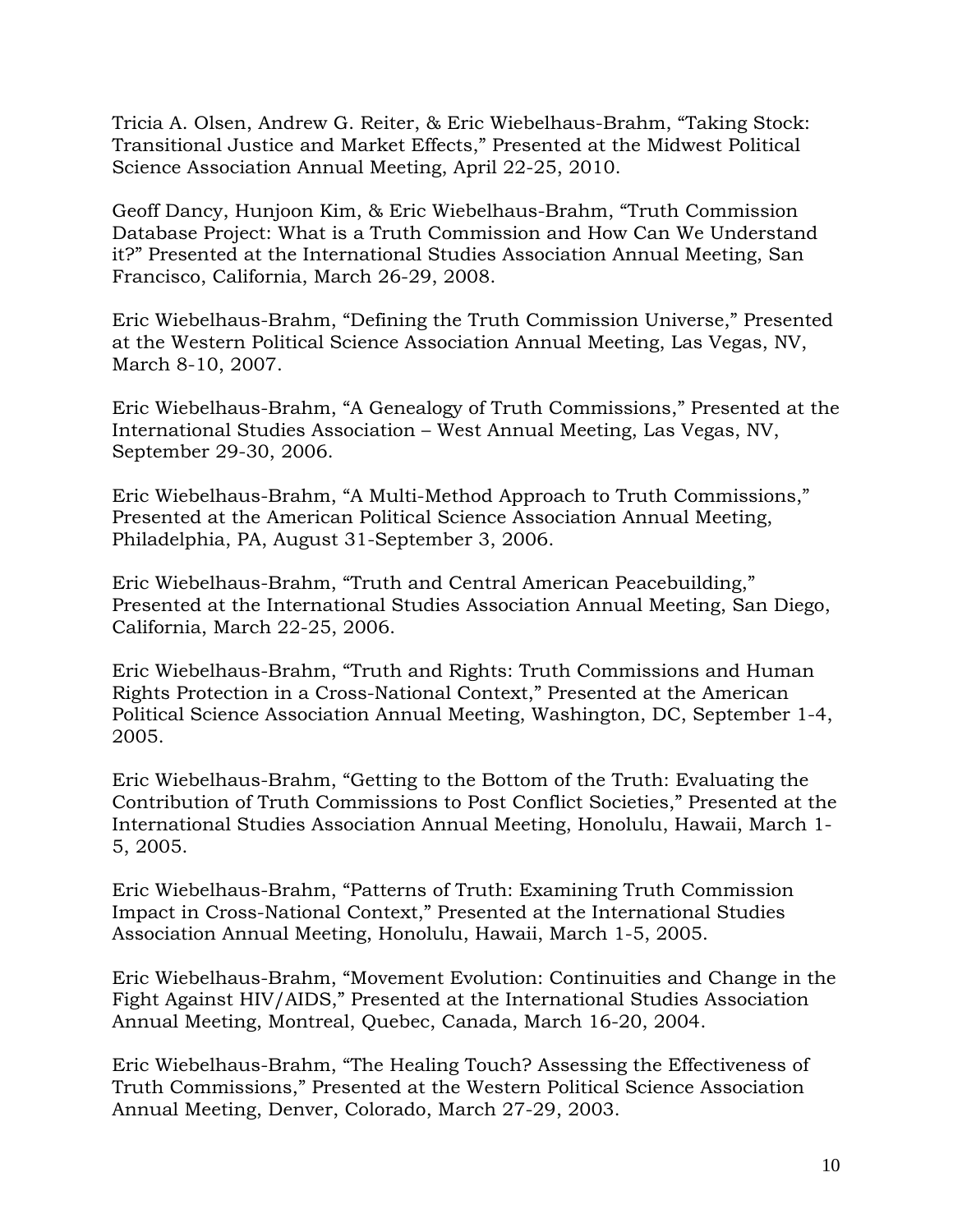Tricia A. Olsen, Andrew G. Reiter, & Eric Wiebelhaus-Brahm, "Taking Stock: Transitional Justice and Market Effects," Presented at the Midwest Political Science Association Annual Meeting, April 22-25, 2010.

Geoff Dancy, Hunjoon Kim, & Eric Wiebelhaus-Brahm, "Truth Commission Database Project: What is a Truth Commission and How Can We Understand it?" Presented at the International Studies Association Annual Meeting, San Francisco, California, March 26-29, 2008.

Eric Wiebelhaus-Brahm, "Defining the Truth Commission Universe," Presented at the Western Political Science Association Annual Meeting, Las Vegas, NV, March 8-10, 2007.

Eric Wiebelhaus-Brahm, "A Genealogy of Truth Commissions," Presented at the International Studies Association – West Annual Meeting, Las Vegas, NV, September 29-30, 2006.

Eric Wiebelhaus-Brahm, "A Multi-Method Approach to Truth Commissions," Presented at the American Political Science Association Annual Meeting, Philadelphia, PA, August 31-September 3, 2006.

Eric Wiebelhaus-Brahm, "Truth and Central American Peacebuilding," Presented at the International Studies Association Annual Meeting, San Diego, California, March 22-25, 2006.

Eric Wiebelhaus-Brahm, "Truth and Rights: Truth Commissions and Human Rights Protection in a Cross-National Context," Presented at the American Political Science Association Annual Meeting, Washington, DC, September 1-4, 2005.

Eric Wiebelhaus-Brahm, "Getting to the Bottom of the Truth: Evaluating the Contribution of Truth Commissions to Post Conflict Societies," Presented at the International Studies Association Annual Meeting, Honolulu, Hawaii, March 1-5, 2005.

Eric Wiebelhaus-Brahm, "Patterns of Truth: Examining Truth Commission Impact in Cross-National Context," Presented at the International Studies Association Annual Meeting, Honolulu, Hawaii, March 1-5, 2005.

Eric Wiebelhaus-Brahm, "Movement Evolution: Continuities and Change in the Fight Against HIV/AIDS," Presented at the International Studies Association Annual Meeting, Montreal, Quebec, Canada, March 16-20, 2004.

Eric Wiebelhaus-Brahm, "The Healing Touch? Assessing the Effectiveness of Truth Commissions," Presented at the Western Political Science Association Annual Meeting, Denver, Colorado, March 27-29, 2003.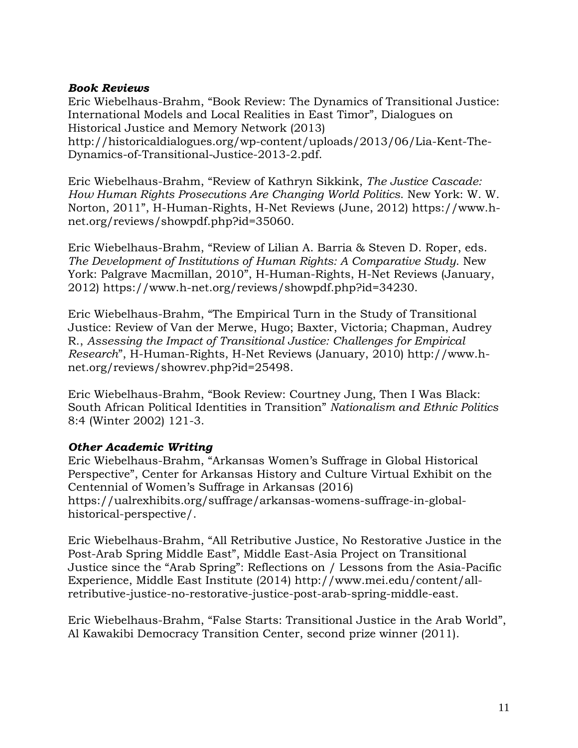### ***Book Reviews***

Eric Wiebelhaus-Brahm, "Book Review: The Dynamics of Transitional Justice: International Models and Local Realities in East Timor", Dialogues on Historical Justice and Memory Network (2013) http://historicaldialogues.org/wp-content/uploads/2013/06/Lia-Kent-The-Dynamics-of-Transitional-Justice-2013-2.pdf.

Eric Wiebelhaus-Brahm, "Review of Kathryn Sikkink, *The Justice Cascade: How Human Rights Prosecutions Are Changing World Politics*. New York: W. W. Norton, 2011", H-Human-Rights, H-Net Reviews (June, 2012) https://www.h-net.org/reviews/showpdf.php?id=35060.

Eric Wiebelhaus-Brahm, "Review of Lilian A. Barria & Steven D. Roper, eds. *The Development of Institutions of Human Rights: A Comparative Study*. New York: Palgrave Macmillan, 2010", H-Human-Rights, H-Net Reviews (January, 2012) https://www.h-net.org/reviews/showpdf.php?id=34230.

Eric Wiebelhaus-Brahm, "The Empirical Turn in the Study of Transitional Justice: Review of Van der Merwe, Hugo; Baxter, Victoria; Chapman, Audrey R., *Assessing the Impact of Transitional Justice: Challenges for Empirical Research*", H-Human-Rights, H-Net Reviews (January, 2010) http://www.h-net.org/reviews/showrev.php?id=25498.

Eric Wiebelhaus-Brahm, "Book Review: Courtney Jung, Then I Was Black: South African Political Identities in Transition" *Nationalism and Ethnic Politics* 8:4 (Winter 2002) 121-3.

### ***Other Academic Writing***

Eric Wiebelhaus-Brahm, "Arkansas Women's Suffrage in Global Historical Perspective", Center for Arkansas History and Culture Virtual Exhibit on the Centennial of Women's Suffrage in Arkansas (2016) https://ualrexhibits.org/suffrage/arkansas-womens-suffrage-in-global-historical-perspective/.

Eric Wiebelhaus-Brahm, "All Retributive Justice, No Restorative Justice in the Post-Arab Spring Middle East", Middle East-Asia Project on Transitional Justice since the "Arab Spring": Reflections on / Lessons from the Asia-Pacific Experience, Middle East Institute (2014) http://www.mei.edu/content/all-retributive-justice-no-restorative-justice-post-arab-spring-middle-east.

Eric Wiebelhaus-Brahm, "False Starts: Transitional Justice in the Arab World", Al Kawakibi Democracy Transition Center, second prize winner (2011).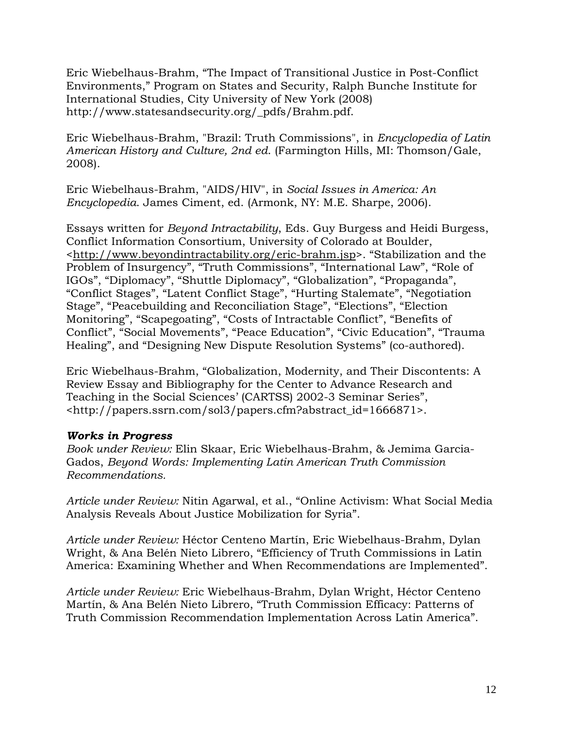Eric Wiebelhaus-Brahm, "The Impact of Transitional Justice in Post-Conflict Environments," Program on States and Security, Ralph Bunche Institute for International Studies, City University of New York (2008) http://www.statesandsecurity.org/_pdfs/Brahm.pdf.

Eric Wiebelhaus-Brahm, "Brazil: Truth Commissions", in *Encyclopedia of Latin American History and Culture, 2nd ed.* (Farmington Hills, MI: Thomson/Gale, 2008).

Eric Wiebelhaus-Brahm, "AIDS/HIV", in *Social Issues in America: An Encyclopedia*. James Ciment, ed. (Armonk, NY: M.E. Sharpe, 2006).

Essays written for *Beyond Intractability*, Eds. Guy Burgess and Heidi Burgess, Conflict Information Consortium, University of Colorado at Boulder, <http://www.beyondintractability.org/eric-brahm.jsp>. "Stabilization and the Problem of Insurgency", "Truth Commissions", "International Law", "Role of IGOs", "Diplomacy", "Shuttle Diplomacy", "Globalization", "Propaganda", "Conflict Stages", "Latent Conflict Stage", "Hurting Stalemate", "Negotiation Stage", "Peacebuilding and Reconciliation Stage", "Elections", "Election Monitoring", "Scapegoating", "Costs of Intractable Conflict", "Benefits of Conflict", "Social Movements", "Peace Education", "Civic Education", "Trauma Healing", and "Designing New Dispute Resolution Systems" (co-authored).

Eric Wiebelhaus-Brahm, "Globalization, Modernity, and Their Discontents: A Review Essay and Bibliography for the Center to Advance Research and Teaching in the Social Sciences' (CARTSS) 2002-3 Seminar Series", <http://papers.ssrn.com/sol3/papers.cfm?abstract_id=1666871>.

***Works in Progress***

*Book under Review:* Elin Skaar, Eric Wiebelhaus-Brahm, & Jemima Garcia-Gados, *Beyond Words: Implementing Latin American Truth Commission Recommendations.*

*Article under Review:* Nitin Agarwal, et al., "Online Activism: What Social Media Analysis Reveals About Justice Mobilization for Syria".

*Article under Review:* Héctor Centeno Martín, Eric Wiebelhaus-Brahm, Dylan Wright, & Ana Belén Nieto Librero, "Efficiency of Truth Commissions in Latin America: Examining Whether and When Recommendations are Implemented".

*Article under Review:* Eric Wiebelhaus-Brahm, Dylan Wright, Héctor Centeno Martín, & Ana Belén Nieto Librero, "Truth Commission Efficacy: Patterns of Truth Commission Recommendation Implementation Across Latin America".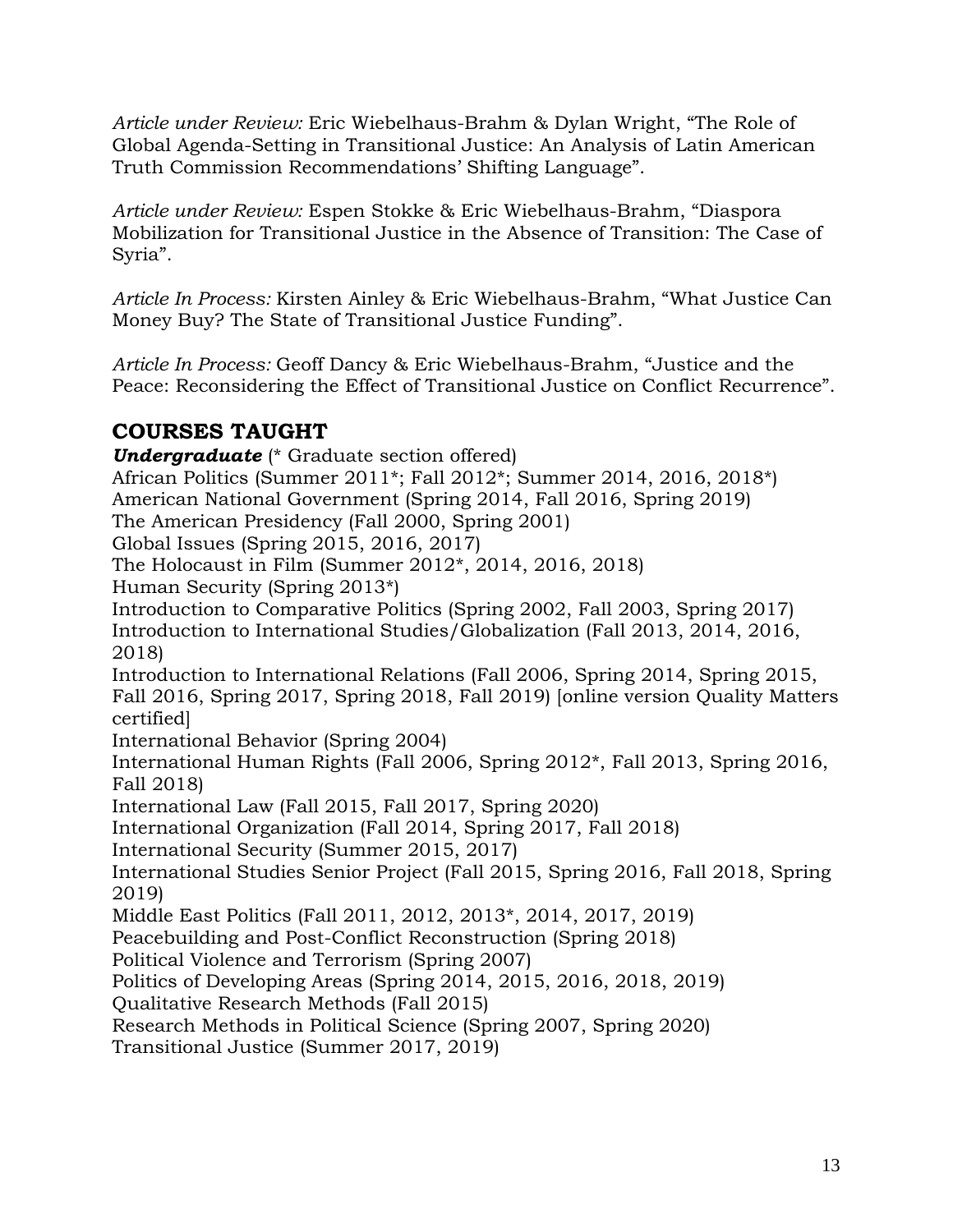*Article under Review:* Eric Wiebelhaus-Brahm & Dylan Wright, "The Role of Global Agenda-Setting in Transitional Justice: An Analysis of Latin American Truth Commission Recommendations' Shifting Language".

*Article under Review:* Espen Stokke & Eric Wiebelhaus-Brahm, "Diaspora Mobilization for Transitional Justice in the Absence of Transition: The Case of Syria".

*Article In Process:* Kirsten Ainley & Eric Wiebelhaus-Brahm, "What Justice Can Money Buy? The State of Transitional Justice Funding".

*Article In Process:* Geoff Dancy & Eric Wiebelhaus-Brahm, "Justice and the Peace: Reconsidering the Effect of Transitional Justice on Conflict Recurrence".

## COURSES TAUGHT

***Undergraduate*** (* Graduate section offered)
African Politics (Summer 2011*; Fall 2012*; Summer 2014, 2016, 2018*)
American National Government (Spring 2014, Fall 2016, Spring 2019)
The American Presidency (Fall 2000, Spring 2001)
Global Issues (Spring 2015, 2016, 2017)
The Holocaust in Film (Summer 2012*, 2014, 2016, 2018)
Human Security (Spring 2013*)
Introduction to Comparative Politics (Spring 2002, Fall 2003, Spring 2017)
Introduction to International Studies/Globalization (Fall 2013, 2014, 2016, 2018)
Introduction to International Relations (Fall 2006, Spring 2014, Spring 2015, Fall 2016, Spring 2017, Spring 2018, Fall 2019) [online version Quality Matters certified]
International Behavior (Spring 2004)
International Human Rights (Fall 2006, Spring 2012*, Fall 2013, Spring 2016, Fall 2018)
International Law (Fall 2015, Fall 2017, Spring 2020)
International Organization (Fall 2014, Spring 2017, Fall 2018)
International Security (Summer 2015, 2017)
International Studies Senior Project (Fall 2015, Spring 2016, Fall 2018, Spring 2019)
Middle East Politics (Fall 2011, 2012, 2013*, 2014, 2017, 2019)
Peacebuilding and Post-Conflict Reconstruction (Spring 2018)
Political Violence and Terrorism (Spring 2007)
Politics of Developing Areas (Spring 2014, 2015, 2016, 2018, 2019)
Qualitative Research Methods (Fall 2015)
Research Methods in Political Science (Spring 2007, Spring 2020)
Transitional Justice (Summer 2017, 2019)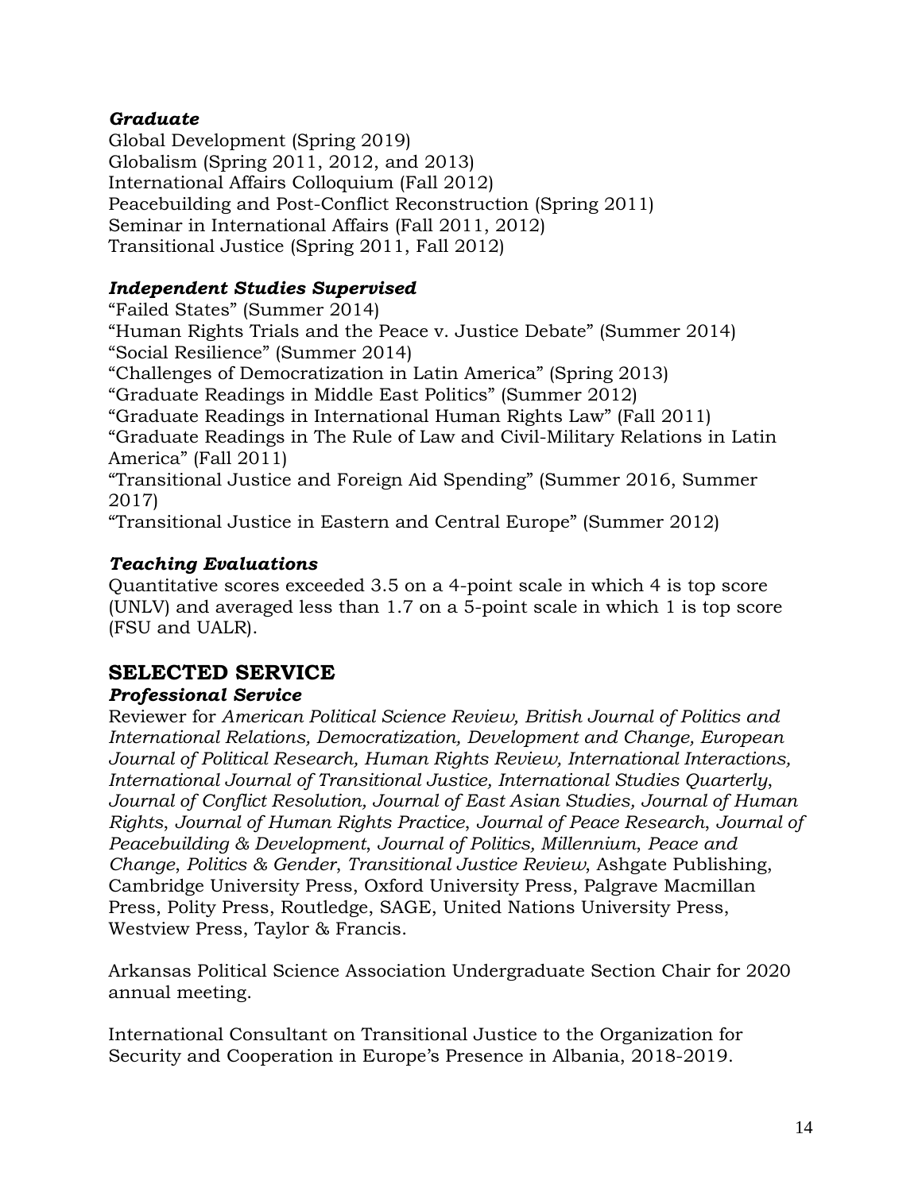### *Graduate*

Global Development (Spring 2019)
Globalism (Spring 2011, 2012, and 2013)
International Affairs Colloquium (Fall 2012)
Peacebuilding and Post-Conflict Reconstruction (Spring 2011)
Seminar in International Affairs (Fall 2011, 2012)
Transitional Justice (Spring 2011, Fall 2012)

### *Independent Studies Supervised*

"Failed States" (Summer 2014)
"Human Rights Trials and the Peace v. Justice Debate" (Summer 2014)
"Social Resilience" (Summer 2014)
"Challenges of Democratization in Latin America" (Spring 2013)
"Graduate Readings in Middle East Politics" (Summer 2012)
"Graduate Readings in International Human Rights Law" (Fall 2011)
"Graduate Readings in The Rule of Law and Civil-Military Relations in Latin America" (Fall 2011)
"Transitional Justice and Foreign Aid Spending" (Summer 2016, Summer 2017)
"Transitional Justice in Eastern and Central Europe" (Summer 2012)

### *Teaching Evaluations*

Quantitative scores exceeded 3.5 on a 4-point scale in which 4 is top score (UNLV) and averaged less than 1.7 on a 5-point scale in which 1 is top score (FSU and UALR).

## SELECTED SERVICE

### *Professional Service*

Reviewer for *American Political Science Review, British Journal of Politics and International Relations, Democratization, Development and Change, European Journal of Political Research, Human Rights Review, International Interactions, International Journal of Transitional Justice, International Studies Quarterly*, *Journal of Conflict Resolution, Journal of East Asian Studies, Journal of Human Rights*, *Journal of Human Rights Practice*, *Journal of Peace Research*, *Journal of Peacebuilding & Development*, *Journal of Politics, Millennium*, *Peace and Change*, *Politics & Gender*, *Transitional Justice Review*, Ashgate Publishing, Cambridge University Press, Oxford University Press, Palgrave Macmillan Press, Polity Press, Routledge, SAGE, United Nations University Press, Westview Press, Taylor & Francis.

Arkansas Political Science Association Undergraduate Section Chair for 2020 annual meeting.

International Consultant on Transitional Justice to the Organization for Security and Cooperation in Europe's Presence in Albania, 2018-2019.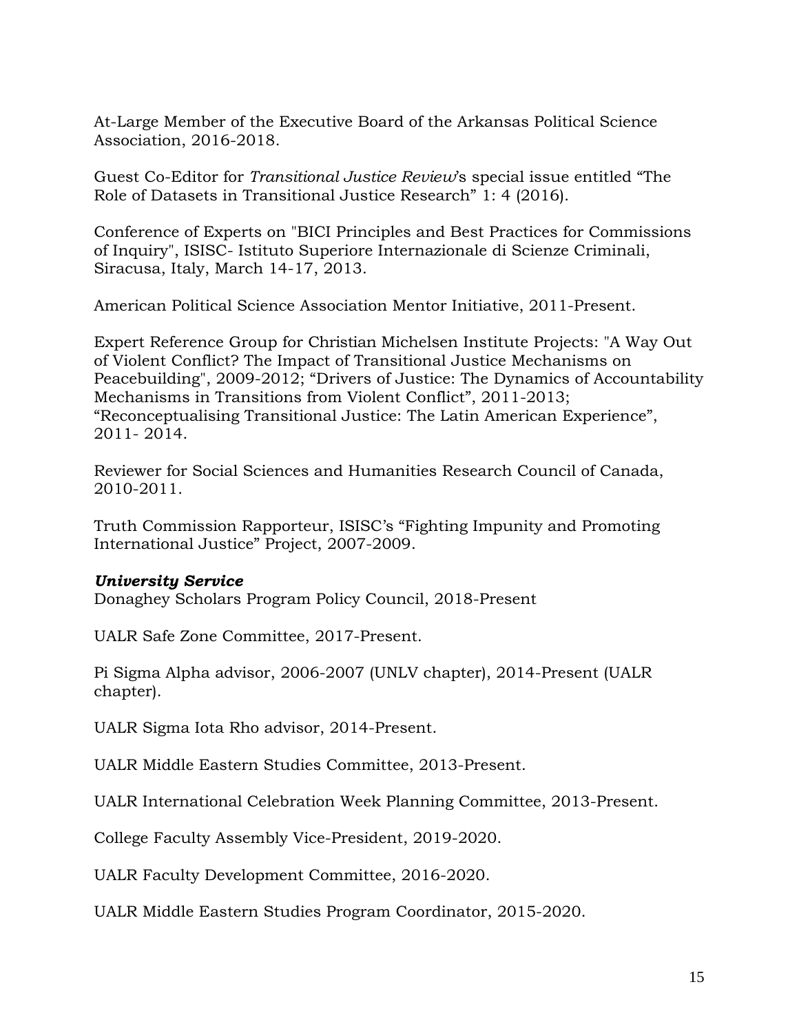At-Large Member of the Executive Board of the Arkansas Political Science Association, 2016-2018.

Guest Co-Editor for *Transitional Justice Review*'s special issue entitled "The Role of Datasets in Transitional Justice Research" 1: 4 (2016).

Conference of Experts on "BICI Principles and Best Practices for Commissions of Inquiry", ISISC- Istituto Superiore Internazionale di Scienze Criminali, Siracusa, Italy, March 14-17, 2013.

American Political Science Association Mentor Initiative, 2011-Present.

Expert Reference Group for Christian Michelsen Institute Projects: "A Way Out of Violent Conflict? The Impact of Transitional Justice Mechanisms on Peacebuilding", 2009-2012; "Drivers of Justice: The Dynamics of Accountability Mechanisms in Transitions from Violent Conflict", 2011-2013; "Reconceptualising Transitional Justice: The Latin American Experience", 2011- 2014.

Reviewer for Social Sciences and Humanities Research Council of Canada, 2010-2011.

Truth Commission Rapporteur, ISISC's "Fighting Impunity and Promoting International Justice" Project, 2007-2009.

***University Service***

Donaghey Scholars Program Policy Council, 2018-Present

UALR Safe Zone Committee, 2017-Present.

Pi Sigma Alpha advisor, 2006-2007 (UNLV chapter), 2014-Present (UALR chapter).

UALR Sigma Iota Rho advisor, 2014-Present.

UALR Middle Eastern Studies Committee, 2013-Present.

UALR International Celebration Week Planning Committee, 2013-Present.

College Faculty Assembly Vice-President, 2019-2020.

UALR Faculty Development Committee, 2016-2020.

UALR Middle Eastern Studies Program Coordinator, 2015-2020.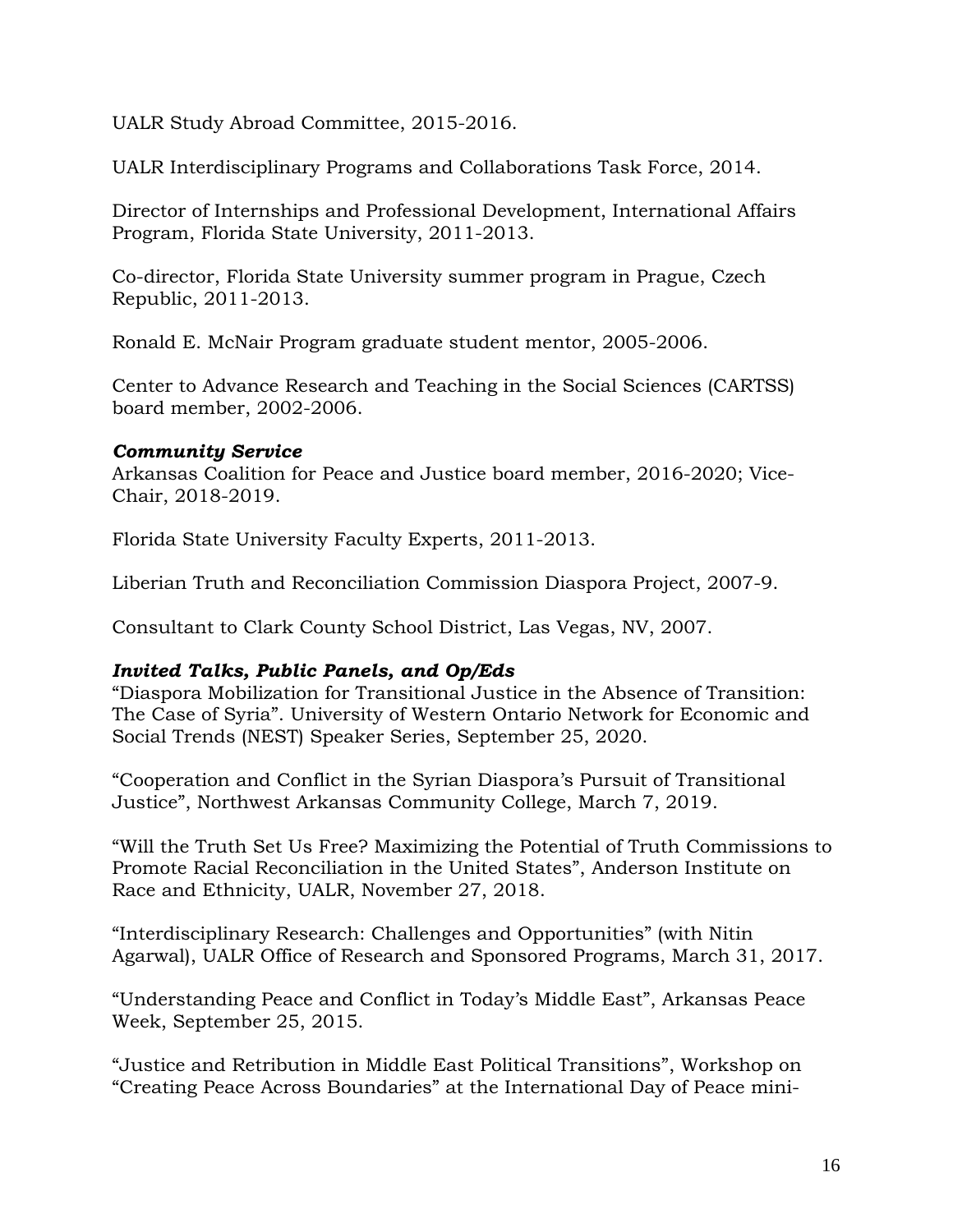UALR Study Abroad Committee, 2015-2016.

UALR Interdisciplinary Programs and Collaborations Task Force, 2014.

Director of Internships and Professional Development, International Affairs Program, Florida State University, 2011-2013.

Co-director, Florida State University summer program in Prague, Czech Republic, 2011-2013.

Ronald E. McNair Program graduate student mentor, 2005-2006.

Center to Advance Research and Teaching in the Social Sciences (CARTSS) board member, 2002-2006.

***Community Service***

Arkansas Coalition for Peace and Justice board member, 2016-2020; Vice-Chair, 2018-2019.

Florida State University Faculty Experts, 2011-2013.

Liberian Truth and Reconciliation Commission Diaspora Project, 2007-9.

Consultant to Clark County School District, Las Vegas, NV, 2007.

***Invited Talks, Public Panels, and Op/Eds***

"Diaspora Mobilization for Transitional Justice in the Absence of Transition: The Case of Syria". University of Western Ontario Network for Economic and Social Trends (NEST) Speaker Series, September 25, 2020.

"Cooperation and Conflict in the Syrian Diaspora's Pursuit of Transitional Justice", Northwest Arkansas Community College, March 7, 2019.

"Will the Truth Set Us Free? Maximizing the Potential of Truth Commissions to Promote Racial Reconciliation in the United States", Anderson Institute on Race and Ethnicity, UALR, November 27, 2018.

"Interdisciplinary Research: Challenges and Opportunities" (with Nitin Agarwal), UALR Office of Research and Sponsored Programs, March 31, 2017.

"Understanding Peace and Conflict in Today's Middle East", Arkansas Peace Week, September 25, 2015.

"Justice and Retribution in Middle East Political Transitions", Workshop on "Creating Peace Across Boundaries" at the International Day of Peace mini-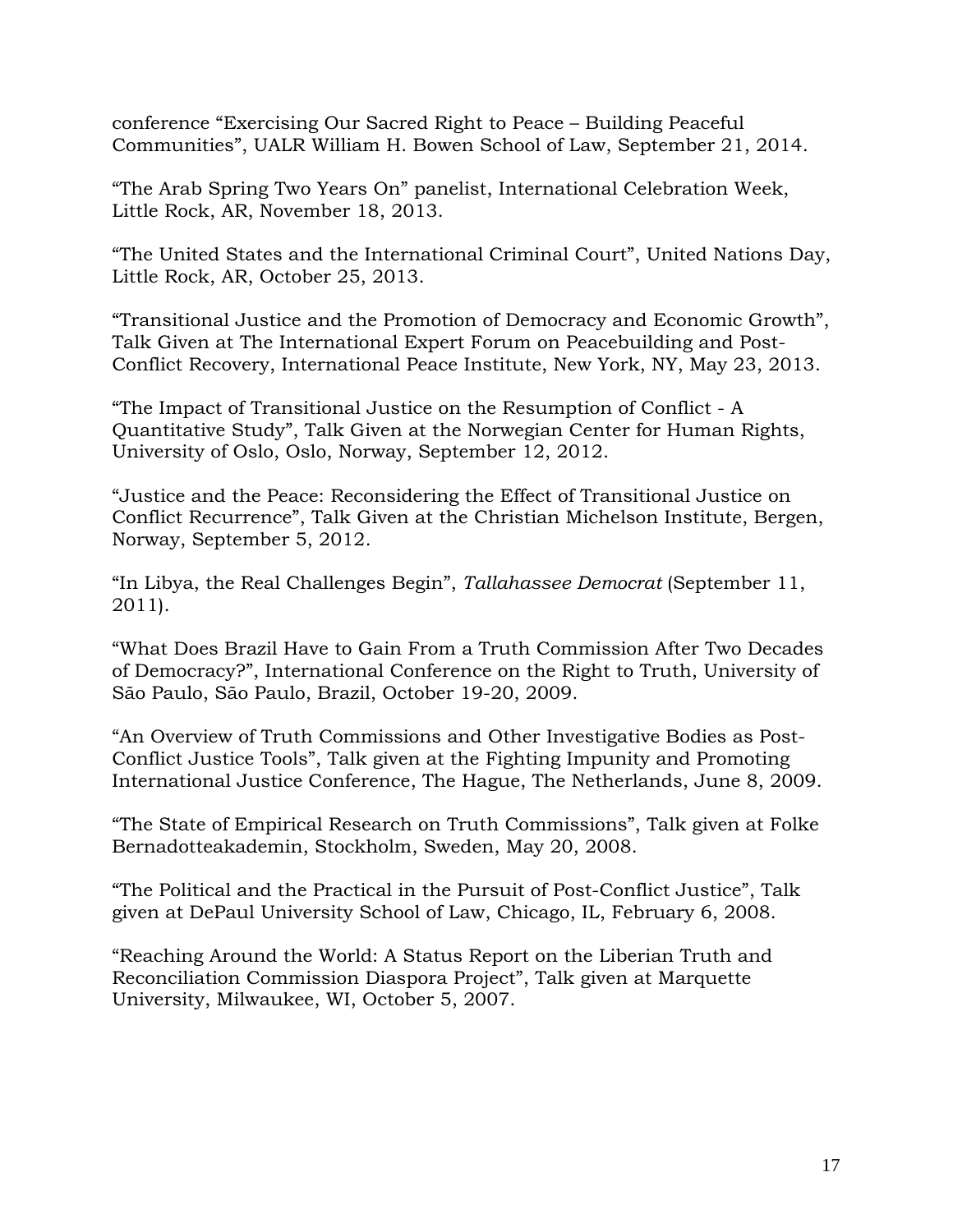conference “Exercising Our Sacred Right to Peace – Building Peaceful Communities”, UALR William H. Bowen School of Law, September 21, 2014.

“The Arab Spring Two Years On” panelist, International Celebration Week, Little Rock, AR, November 18, 2013.

“The United States and the International Criminal Court”, United Nations Day, Little Rock, AR, October 25, 2013.

“Transitional Justice and the Promotion of Democracy and Economic Growth”, Talk Given at The International Expert Forum on Peacebuilding and Post-Conflict Recovery, International Peace Institute, New York, NY, May 23, 2013.

“The Impact of Transitional Justice on the Resumption of Conflict - A Quantitative Study”, Talk Given at the Norwegian Center for Human Rights, University of Oslo, Oslo, Norway, September 12, 2012.

“Justice and the Peace: Reconsidering the Effect of Transitional Justice on Conflict Recurrence”, Talk Given at the Christian Michelson Institute, Bergen, Norway, September 5, 2012.

“In Libya, the Real Challenges Begin”, *Tallahassee Democrat* (September 11, 2011).

“What Does Brazil Have to Gain From a Truth Commission After Two Decades of Democracy?”, International Conference on the Right to Truth, University of São Paulo, São Paulo, Brazil, October 19-20, 2009.

“An Overview of Truth Commissions and Other Investigative Bodies as Post-Conflict Justice Tools”, Talk given at the Fighting Impunity and Promoting International Justice Conference, The Hague, The Netherlands, June 8, 2009.

“The State of Empirical Research on Truth Commissions”, Talk given at Folke Bernadotteakademin, Stockholm, Sweden, May 20, 2008.

“The Political and the Practical in the Pursuit of Post-Conflict Justice”, Talk given at DePaul University School of Law, Chicago, IL, February 6, 2008.

“Reaching Around the World: A Status Report on the Liberian Truth and Reconciliation Commission Diaspora Project”, Talk given at Marquette University, Milwaukee, WI, October 5, 2007.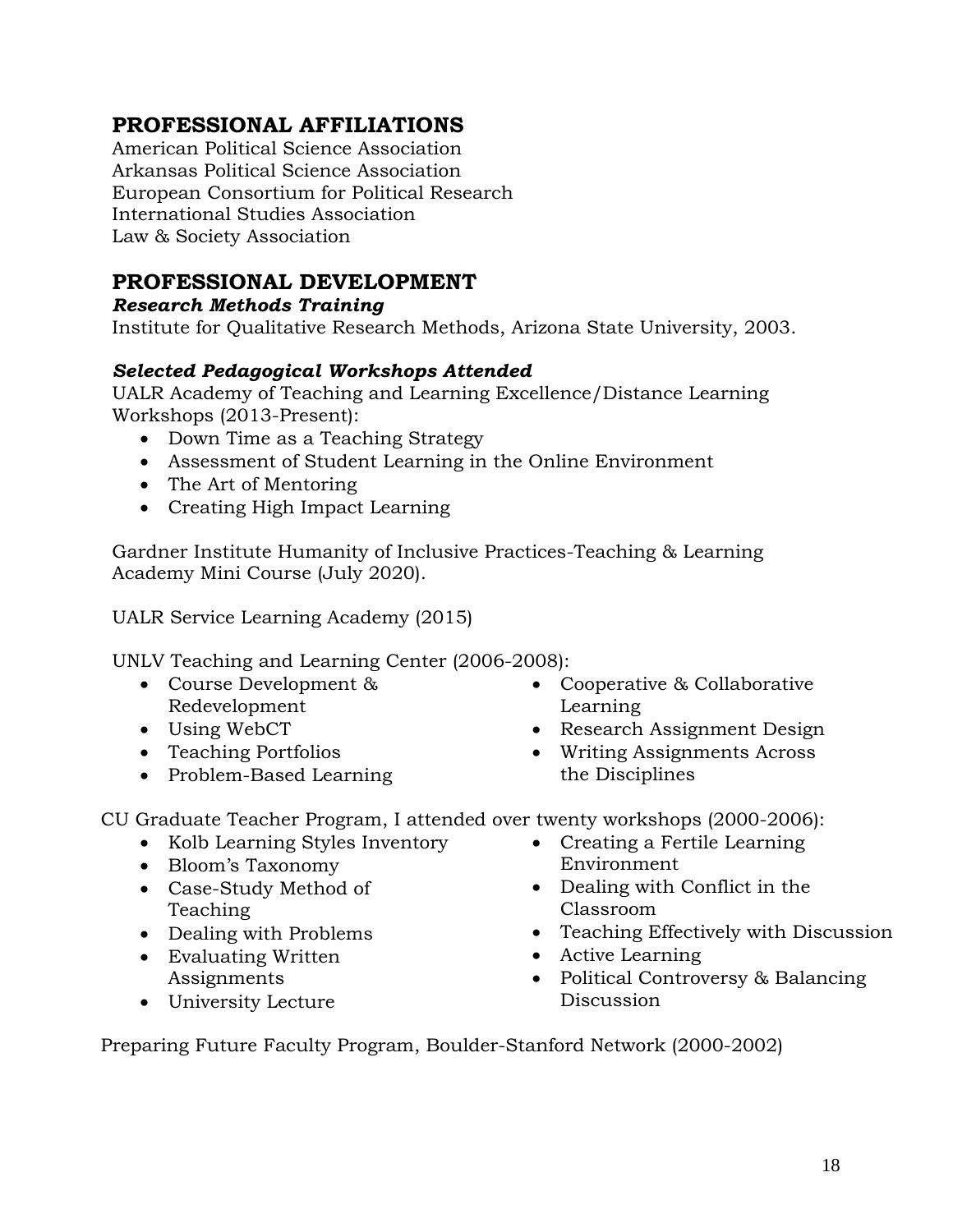## PROFESSIONAL AFFILIATIONS

American Political Science Association
Arkansas Political Science Association
European Consortium for Political Research
International Studies Association
Law & Society Association

## PROFESSIONAL DEVELOPMENT

### *Research Methods Training*

Institute for Qualitative Research Methods, Arizona State University, 2003.

### *Selected Pedagogical Workshops Attended*

UALR Academy of Teaching and Learning Excellence/Distance Learning Workshops (2013-Present):

- Down Time as a Teaching Strategy
- Assessment of Student Learning in the Online Environment
- The Art of Mentoring
- Creating High Impact Learning

Gardner Institute Humanity of Inclusive Practices-Teaching & Learning Academy Mini Course (July 2020).

UALR Service Learning Academy (2015)

UNLV Teaching and Learning Center (2006-2008):

- Course Development & Redevelopment
- Using WebCT
- Teaching Portfolios
- Problem-Based Learning
- Cooperative & Collaborative Learning
- Research Assignment Design
- Writing Assignments Across the Disciplines

CU Graduate Teacher Program, I attended over twenty workshops (2000-2006):

- Kolb Learning Styles Inventory
- Bloom's Taxonomy
- Case-Study Method of Teaching
- Dealing with Problems
- Evaluating Written Assignments
- University Lecture
- Creating a Fertile Learning Environment
- Dealing with Conflict in the Classroom
- Teaching Effectively with Discussion
- Active Learning
- Political Controversy & Balancing Discussion

Preparing Future Faculty Program, Boulder-Stanford Network (2000-2002)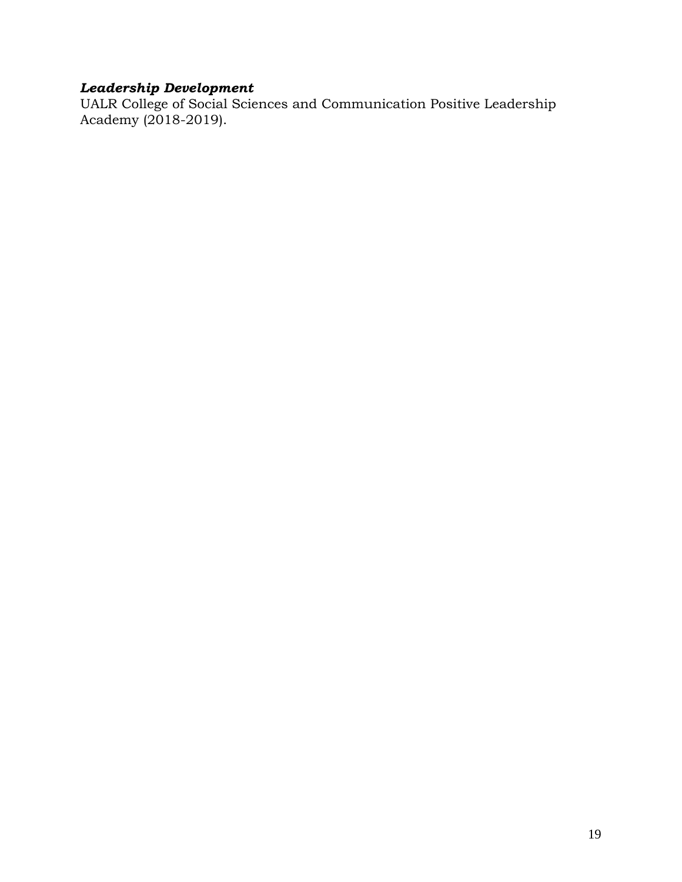***Leadership Development***

UALR College of Social Sciences and Communication Positive Leadership Academy (2018-2019).